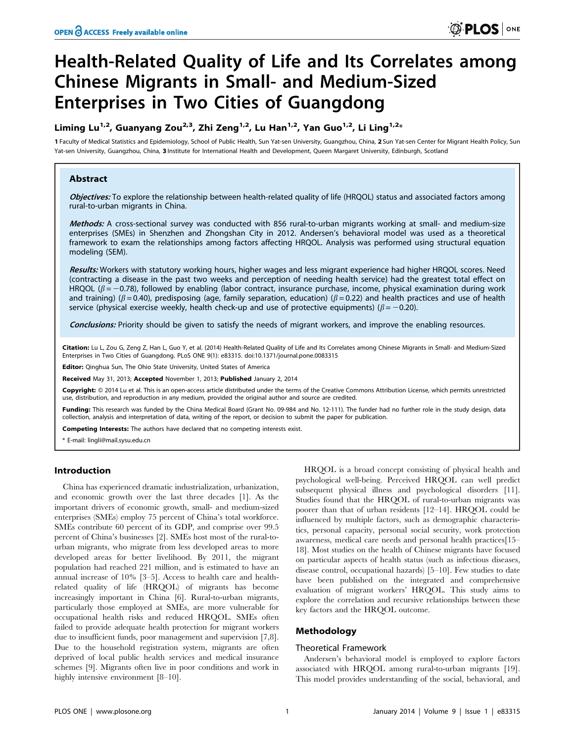# Health-Related Quality of Life and Its Correlates among Chinese Migrants in Small- and Medium-Sized Enterprises in Two Cities of Guangdong

**Liming Lu[1,2], Guanyang Zou[2,3], Zhi Zeng[1,2], Lu Han[1,2], Yan Guo[1,2], Li Ling[1,2]***

1 Faculty of Medical Statistics and Epidemiology, School of Public Health, Sun Yat-sen University, Guangzhou, China, 2 Sun Yat-sen Center for Migrant Health Policy, Sun Yat-sen University, Guangzhou, China, 3 Institute for International Health and Development, Queen Margaret University, Edinburgh, Scotland

## Abstract

***Objectives:*** To explore the relationship between health-related quality of life (HRQOL) status and associated factors among rural-to-urban migrants in China.

***Methods:*** A cross-sectional survey was conducted with 856 rural-to-urban migrants working at small- and medium-size enterprises (SMEs) in Shenzhen and Zhongshan City in 2012. Andersen's behavioral model was used as a theoretical framework to exam the relationships among factors affecting HRQOL. Analysis was performed using structural equation modeling (SEM).

***Results:*** Workers with statutory working hours, higher wages and less migrant experience had higher HRQOL scores. Need (contracting a disease in the past two weeks and perception of needing health service) had the greatest total effect on HRQOL ($\beta = -0.78$), followed by enabling (labor contract, insurance purchase, income, physical examination during work and training) ($\beta = 0.40$), predisposing (age, family separation, education) ($\beta = 0.22$) and health practices and use of health service (physical exercise weekly, health check-up and use of protective equipments) ($\beta = -0.20$).

***Conclusions:*** Priority should be given to satisfy the needs of migrant workers, and improve the enabling resources.

**Citation:** Lu L, Zou G, Zeng Z, Han L, Guo Y, et al. (2014) Health-Related Quality of Life and Its Correlates among Chinese Migrants in Small- and Medium-Sized Enterprises in Two Cities of Guangdong. PLoS ONE 9(1): e83315. doi:10.1371/journal.pone.0083315

**Editor:** Qinghua Sun, The Ohio State University, United States of America

**Received** May 31, 2013; **Accepted** November 1, 2013; **Published** January 2, 2014

**Copyright:** © 2014 Lu et al. This is an open-access article distributed under the terms of the Creative Commons Attribution License, which permits unrestricted use, distribution, and reproduction in any medium, provided the original author and source are credited.

**Funding:** This research was funded by the China Medical Board (Grant No. 09-984 and No. 12-111). The funder had no further role in the study design, data collection, analysis and interpretation of data, writing of the report, or decision to submit the paper for publication.

**Competing Interests:** The authors have declared that no competing interests exist.

\* E-mail: lingli@mail.sysu.edu.cn

## Introduction

China has experienced dramatic industrialization, urbanization, and economic growth over the last three decades [1]. As the important drivers of economic growth, small- and medium-sized enterprises (SMEs) employ 75 percent of China's total workforce. SMEs contribute 60 percent of its GDP, and comprise over 99.5 percent of China's businesses [2]. SMEs host most of the rural-to-urban migrants, who migrate from less developed areas to more developed areas for better livelihood. By 2011, the migrant population had reached 221 million, and is estimated to have an annual increase of 10% [3–5]. Access to health care and health-related quality of life (HRQOL) of migrants has become increasingly important in China [6]. Rural-to-urban migrants, particularly those employed at SMEs, are more vulnerable for occupational health risks and reduced HRQOL. SMEs often failed to provide adequate health protection for migrant workers due to insufficient funds, poor management and supervision [7,8]. Due to the household registration system, migrants are often deprived of local public health services and medical insurance schemes [9]. Migrants often live in poor conditions and work in highly intensive environment [8–10].

HRQOL is a broad concept consisting of physical health and psychological well-being. Perceived HRQOL can well predict subsequent physical illness and psychological disorders [11]. Studies found that the HRQOL of rural-to-urban migrants was poorer than that of urban residents [12–14]. HRQOL could be influenced by multiple factors, such as demographic characteristics, personal capacity, personal social security, work protection awareness, medical care needs and personal health practices[15–18]. Most studies on the health of Chinese migrants have focused on particular aspects of health status (such as infectious diseases, disease control, occupational hazards) [5–10]. Few studies to date have been published on the integrated and comprehensive evaluation of migrant workers' HRQOL. This study aims to explore the correlation and recursive relationships between these key factors and the HRQOL outcome.

## Methodology

### Theoretical Framework

Andersen's behavioral model is employed to explore factors associated with HRQOL among rural-to-urban migrants [19]. This model provides understanding of the social, behavioral, and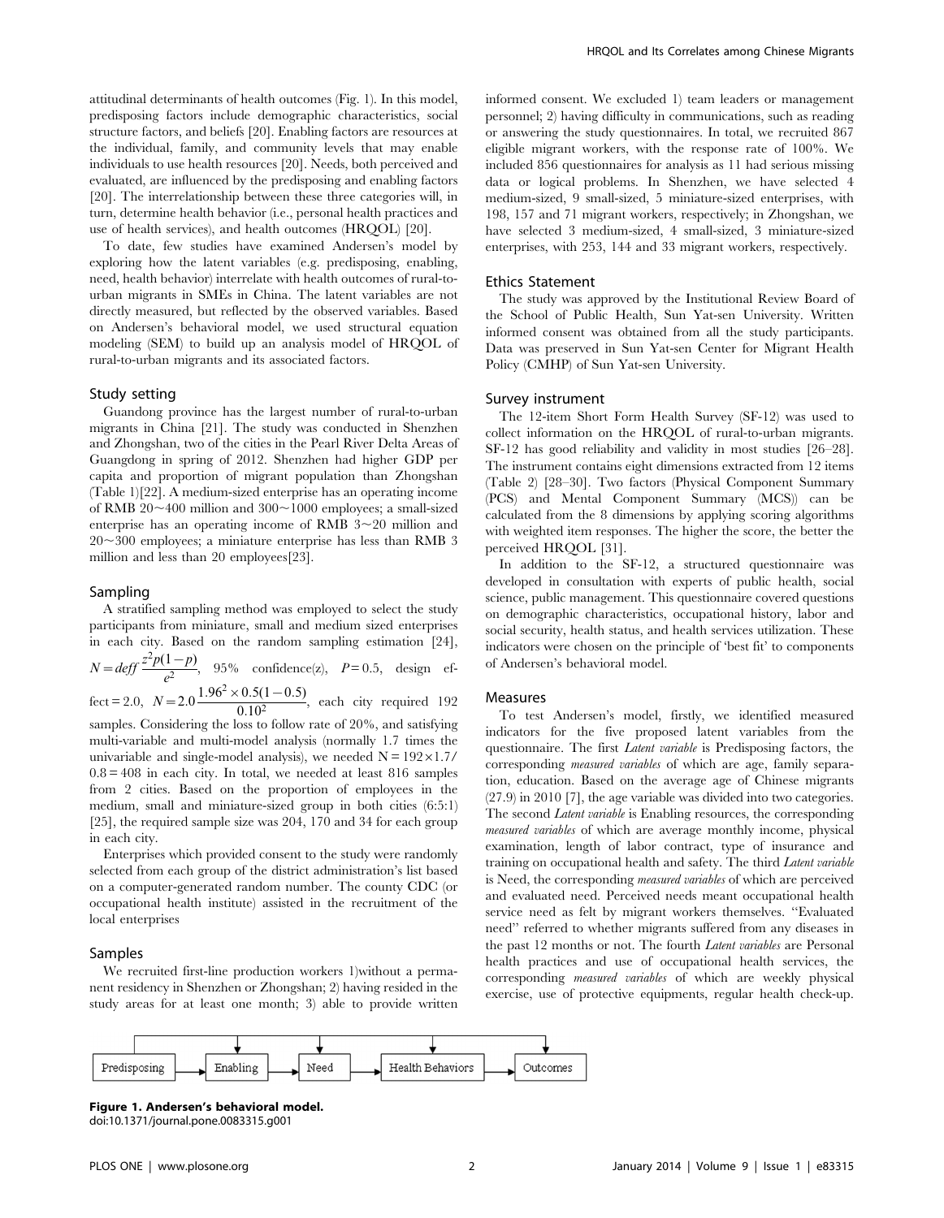attitudinal determinants of health outcomes (Fig. 1). In this model, predisposing factors include demographic characteristics, social structure factors, and beliefs [20]. Enabling factors are resources at the individual, family, and community levels that may enable individuals to use health resources [20]. Needs, both perceived and evaluated, are influenced by the predisposing and enabling factors [20]. The interrelationship between these three categories will, in turn, determine health behavior (i.e., personal health practices and use of health services), and health outcomes (HRQOL) [20].

To date, few studies have examined Andersen's model by exploring how the latent variables (e.g. predisposing, enabling, need, health behavior) interrelate with health outcomes of rural-to-urban migrants in SMEs in China. The latent variables are not directly measured, but reflected by the observed variables. Based on Andersen's behavioral model, we used structural equation modeling (SEM) to build up an analysis model of HRQOL of rural-to-urban migrants and its associated factors.

## Study setting

Guangdong province has the largest number of rural-to-urban migrants in China [21]. The study was conducted in Shenzhen and Zhongshan, two of the cities in the Pearl River Delta Areas of Guangdong in spring of 2012. Shenzhen had higher GDP per capita and proportion of migrant population than Zhongshan (Table 1)[22]. A medium-sized enterprise has an operating income of RMB 20~400 million and 300~1000 employees; a small-sized enterprise has an operating income of RMB 3~20 million and 20~300 employees; a miniature enterprise has less than RMB 3 million and less than 20 employees[23].

## Sampling

A stratified sampling method was employed to select the study participants from miniature, small and medium sized enterprises in each city. Based on the random sampling estimation [24], $N = deff\,\frac{z^2 p(1-p)}{e^2}$, 95% confidence(z), $P = 0.5$, design effect = 2.0, $N = 2.0\,\frac{1.96^2 \times 0.5(1-0.5)}{0.10^2}$, each city required 192 samples. Considering the loss to follow rate of 20%, and satisfying multi-variable and multi-model analysis (normally 1.7 times the univariable and single-model analysis), we needed $N = 192 \times 1.7/0.8 = 408$ in each city. In total, we needed at least 816 samples from 2 cities. Based on the proportion of employees in the medium, small and miniature-sized group in both cities (6:5:1) [25], the required sample size was 204, 170 and 34 for each group in each city.

Enterprises which provided consent to the study were randomly selected from each group of the district administration's list based on a computer-generated random number. The county CDC (or occupational health institute) assisted in the recruitment of the local enterprises

## Samples

We recruited first-line production workers 1)without a permanent residency in Shenzhen or Zhongshan; 2) having resided in the study areas for at least one month; 3) able to provide written informed consent. We excluded 1) team leaders or management personnel; 2) having difficulty in communications, such as reading or answering the study questionnaires. In total, we recruited 867 eligible migrant workers, with the response rate of 100%. We included 856 questionnaires for analysis as 11 had serious missing data or logical problems. In Shenzhen, we have selected 4 medium-sized, 9 small-sized, 5 miniature-sized enterprises, with 198, 157 and 71 migrant workers, respectively; in Zhongshan, we have selected 3 medium-sized, 4 small-sized, 3 miniature-sized enterprises, with 253, 144 and 33 migrant workers, respectively.

## Ethics Statement

The study was approved by the Institutional Review Board of the School of Public Health, Sun Yat-sen University. Written informed consent was obtained from all the study participants. Data was preserved in Sun Yat-sen Center for Migrant Health Policy (CMHP) of Sun Yat-sen University.

## Survey instrument

The 12-item Short Form Health Survey (SF-12) was used to collect information on the HRQOL of rural-to-urban migrants. SF-12 has good reliability and validity in most studies [26–28]. The instrument contains eight dimensions extracted from 12 items (Table 2) [28–30]. Two factors (Physical Component Summary (PCS) and Mental Component Summary (MCS)) can be calculated from the 8 dimensions by applying scoring algorithms with weighted item responses. The higher the score, the better the perceived HRQOL [31].

In addition to the SF-12, a structured questionnaire was developed in consultation with experts of public health, social science, public management. This questionnaire covered questions on demographic characteristics, occupational history, labor and social security, health status, and health services utilization. These indicators were chosen on the principle of 'best fit' to components of Andersen's behavioral model.

## Measures

To test Andersen's model, firstly, we identified measured indicators for the five proposed latent variables from the questionnaire. The first *Latent variable* is Predisposing factors, the corresponding *measured variables* of which are age, family separation, education. Based on the average age of Chinese migrants (27.9) in 2010 [7], the age variable was divided into two categories. The second *Latent variable* is Enabling resources, the corresponding *measured variables* of which are average monthly income, physical examination, length of labor contract, type of insurance and training on occupational health and safety. The third *Latent variable* is Need, the corresponding *measured variables* of which are perceived and evaluated need. Perceived needs meant occupational health service need as felt by migrant workers themselves. "Evaluated need" referred to whether migrants suffered from any diseases in the past 12 months or not. The fourth *Latent variables* are Personal health practices and use of occupational health services, the corresponding *measured variables* of which are weekly physical exercise, use of protective equipments, regular health check-up.

Predisposing → Enabling → Need → Health Behaviors → Outcomes

**Figure 1. Andersen's behavioral model.**
doi:10.1371/journal.pone.0083315.g001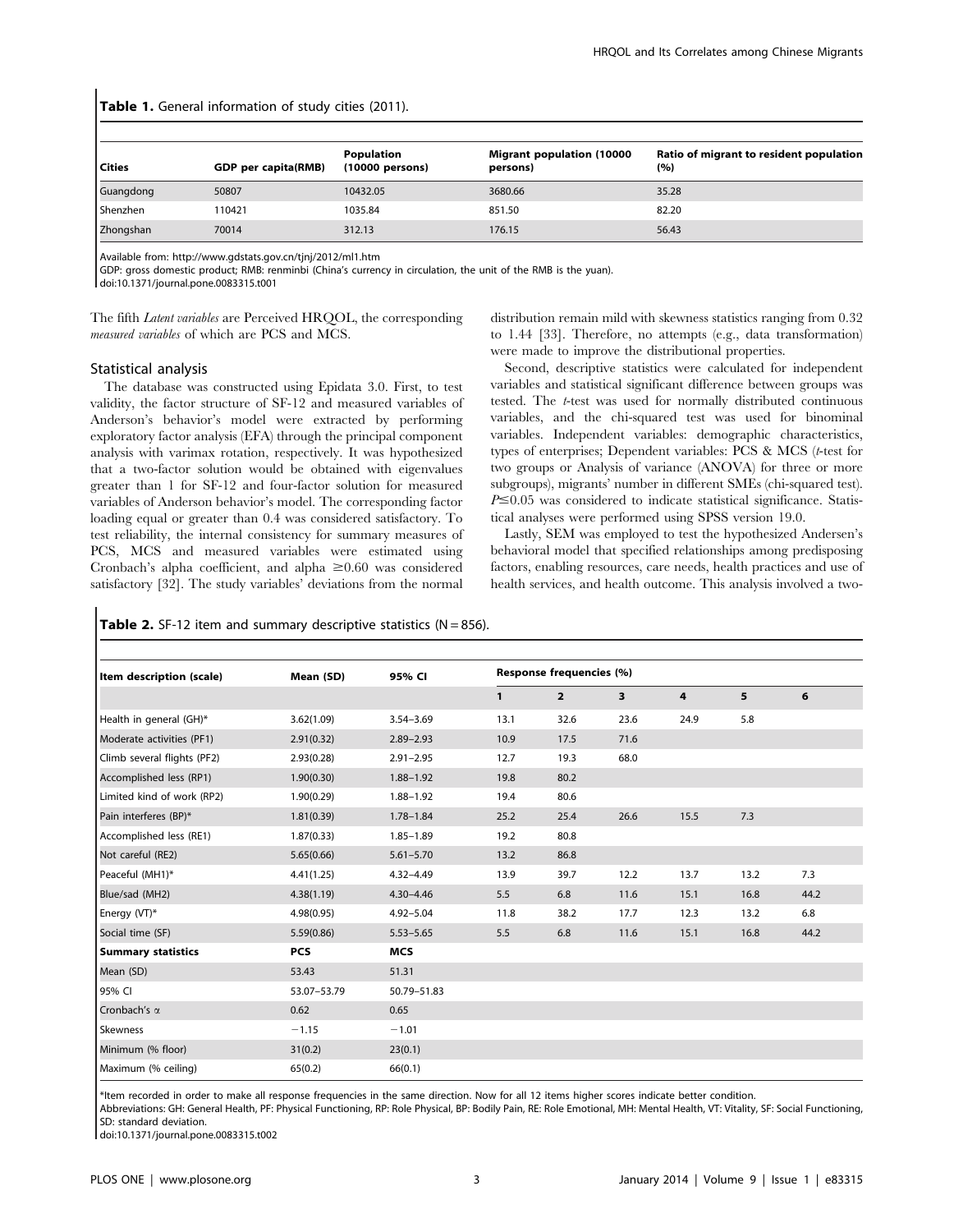**Table 1.** General information of study cities (2011).

| Cities | GDP per capita(RMB) | Population (10000 persons) | Migrant population (10000 persons) | Ratio of migrant to resident population (%) |
|---|---|---|---|---|
| Guangdong | 50807 | 10432.05 | 3680.66 | 35.28 |
| Shenzhen | 110421 | 1035.84 | 851.50 | 82.20 |
| Zhongshan | 70014 | 312.13 | 176.15 | 56.43 |

Available from: http://www.gdstats.gov.cn/tjnj/2012/ml1.htm

GDP: gross domestic product; RMB: renminbi (China's currency in circulation, the unit of the RMB is the yuan).

doi:10.1371/journal.pone.0083315.t001

The fifth *Latent variables* are Perceived HRQOL, the corresponding *measured variables* of which are PCS and MCS.

## Statistical analysis

The database was constructed using Epidata 3.0. First, to test validity, the factor structure of SF-12 and measured variables of Anderson's behavior's model were extracted by performing exploratory factor analysis (EFA) through the principal component analysis with varimax rotation, respectively. It was hypothesized that a two-factor solution would be obtained with eigenvalues greater than 1 for SF-12 and four-factor solution for measured variables of Anderson behavior's model. The corresponding factor loading equal or greater than 0.4 was considered satisfactory. To test reliability, the internal consistency for summary measures of PCS, MCS and measured variables were estimated using Cronbach's alpha coefficient, and alpha $\geq$0.60 was considered satisfactory [32]. The study variables' deviations from the normal distribution remain mild with skewness statistics ranging from 0.32 to 1.44 [33]. Therefore, no attempts (e.g., data transformation) were made to improve the distributional properties.

Second, descriptive statistics were calculated for independent variables and statistical significant difference between groups was tested. The *t*-test was used for normally distributed continuous variables, and the chi-squared test was used for binominal variables. Independent variables: demographic characteristics, types of enterprises; Dependent variables: PCS & MCS (*t*-test for two groups or Analysis of variance (ANOVA) for three or more subgroups), migrants' number in different SMEs (chi-squared test). $P\leq0.05$ was considered to indicate statistical significance. Statistical analyses were performed using SPSS version 19.0.

Lastly, SEM was employed to test the hypothesized Andersen's behavioral model that specified relationships among predisposing factors, enabling resources, care needs, health practices and use of health services, and health outcome. This analysis involved a two-

**Table 2.** SF-12 item and summary descriptive statistics (N = 856).

| Item description (scale) | Mean (SD) | 95% CI | Response frequencies (%) | | | | | |
|---|---|---|---|---|---|---|---|---|
| | | | 1 | 2 | 3 | 4 | 5 | 6 |
| Health in general (GH)* | 3.62(1.09) | 3.54–3.69 | 13.1 | 32.6 | 23.6 | 24.9 | 5.8 | |
| Moderate activities (PF1) | 2.91(0.32) | 2.89–2.93 | 10.9 | 17.5 | 71.6 | | | |
| Climb several flights (PF2) | 2.93(0.28) | 2.91–2.95 | 12.7 | 19.3 | 68.0 | | | |
| Accomplished less (RP1) | 1.90(0.30) | 1.88–1.92 | 19.8 | 80.2 | | | | |
| Limited kind of work (RP2) | 1.90(0.29) | 1.88–1.92 | 19.4 | 80.6 | | | | |
| Pain interferes (BP)* | 1.81(0.39) | 1.78–1.84 | 25.2 | 25.4 | 26.6 | 15.5 | 7.3 | |
| Accomplished less (RE1) | 1.87(0.33) | 1.85–1.89 | 19.2 | 80.8 | | | | |
| Not careful (RE2) | 5.65(0.66) | 5.61–5.70 | 13.2 | 86.8 | | | | |
| Peaceful (MH1)* | 4.41(1.25) | 4.32–4.49 | 13.9 | 39.7 | 12.2 | 13.7 | 13.2 | 7.3 |
| Blue/sad (MH2) | 4.38(1.19) | 4.30–4.46 | 5.5 | 6.8 | 11.6 | 15.1 | 16.8 | 44.2 |
| Energy (VT)* | 4.98(0.95) | 4.92–5.04 | 11.8 | 38.2 | 17.7 | 12.3 | 13.2 | 6.8 |
| Social time (SF) | 5.59(0.86) | 5.53–5.65 | 5.5 | 6.8 | 11.6 | 15.1 | 16.8 | 44.2 |
| **Summary statistics** | **PCS** | **MCS** | | | | | | |
| Mean (SD) | 53.43 | 51.31 | | | | | | |
| 95% CI | 53.07–53.79 | 50.79–51.83 | | | | | | |
| Cronbach's α | 0.62 | 0.65 | | | | | | |
| Skewness | −1.15 | −1.01 | | | | | | |
| Minimum (% floor) | 31(0.2) | 23(0.1) | | | | | | |
| Maximum (% ceiling) | 65(0.2) | 66(0.1) | | | | | | |

*Item recorded in order to make all response frequencies in the same direction. Now for all 12 items higher scores indicate better condition.

Abbreviations: GH: General Health, PF: Physical Functioning, RP: Role Physical, BP: Bodily Pain, RE: Role Emotional, MH: Mental Health, VT: Vitality, SF: Social Functioning, SD: standard deviation.

doi:10.1371/journal.pone.0083315.t002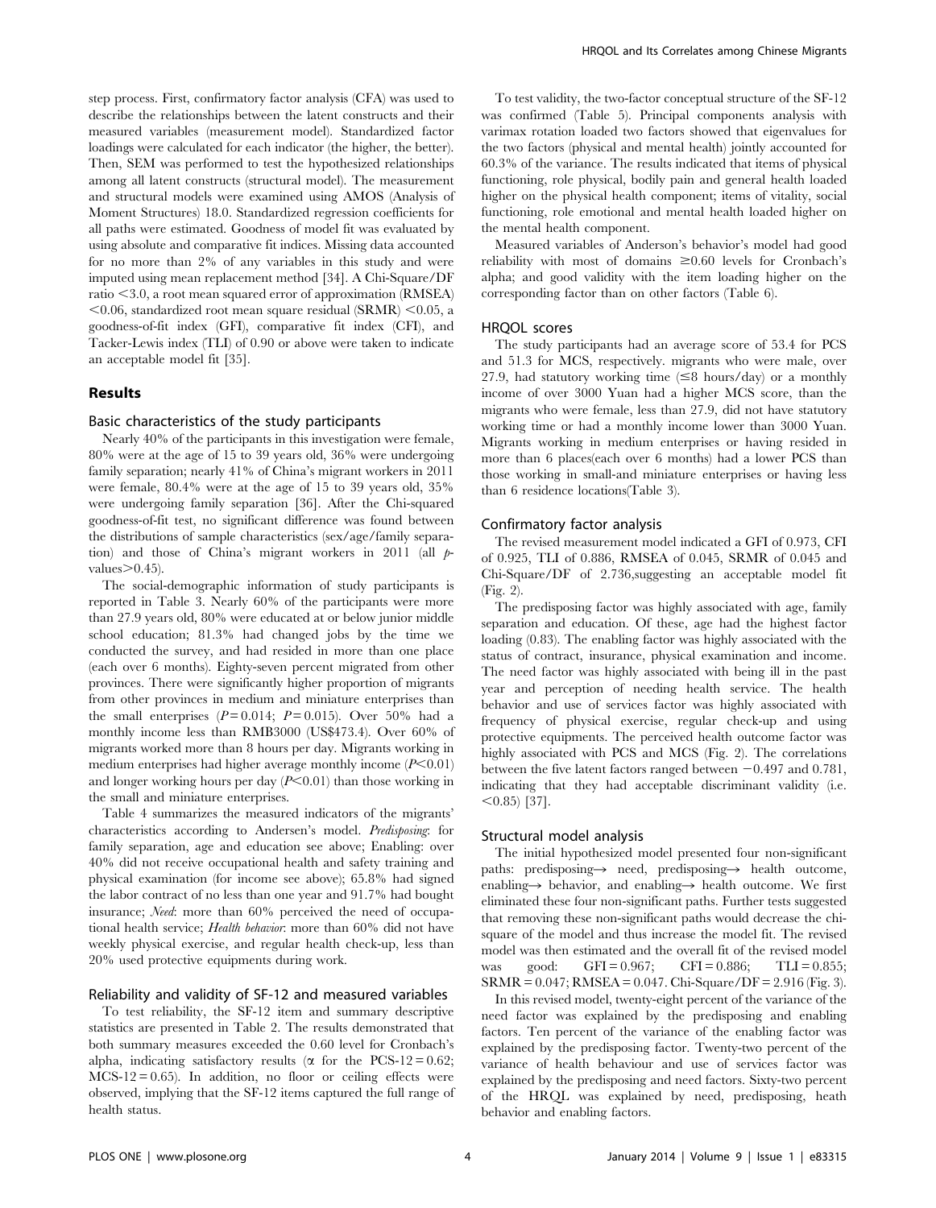step process. First, confirmatory factor analysis (CFA) was used to describe the relationships between the latent constructs and their measured variables (measurement model). Standardized factor loadings were calculated for each indicator (the higher, the better). Then, SEM was performed to test the hypothesized relationships among all latent constructs (structural model). The measurement and structural models were examined using AMOS (Analysis of Moment Structures) 18.0. Standardized regression coefficients for all paths were estimated. Goodness of model fit was evaluated by using absolute and comparative fit indices. Missing data accounted for no more than 2% of any variables in this study and were imputed using mean replacement method [34]. A Chi-Square/DF ratio <3.0, a root mean squared error of approximation (RMSEA) <0.06, standardized root mean square residual (SRMR) <0.05, a goodness-of-fit index (GFI), comparative fit index (CFI), and Tacker-Lewis index (TLI) of 0.90 or above were taken to indicate an acceptable model fit [35].

## Results

### Basic characteristics of the study participants

Nearly 40% of the participants in this investigation were female, 80% were at the age of 15 to 39 years old, 36% were undergoing family separation; nearly 41% of China's migrant workers in 2011 were female, 80.4% were at the age of 15 to 39 years old, 35% were undergoing family separation [36]. After the Chi-squared goodness-of-fit test, no significant difference was found between the distributions of sample characteristics (sex/age/family separation) and those of China's migrant workers in 2011 (all *p*-values>0.45).

The social-demographic information of study participants is reported in Table 3. Nearly 60% of the participants were more than 27.9 years old, 80% were educated at or below junior middle school education; 81.3% had changed jobs by the time we conducted the survey, and had resided in more than one place (each over 6 months). Eighty-seven percent migrated from other provinces. There were significantly higher proportion of migrants from other provinces in medium and miniature enterprises than the small enterprises ($P = 0.014$; $P = 0.015$). Over 50% had a monthly income less than RMB3000 (US$473.4). Over 60% of migrants worked more than 8 hours per day. Migrants working in medium enterprises had higher average monthly income ($P<0.01$) and longer working hours per day ($P<0.01$) than those working in the small and miniature enterprises.

Table 4 summarizes the measured indicators of the migrants' characteristics according to Andersen's model. *Predisposing*: for family separation, age and education see above; Enabling: over 40% did not receive occupational health and safety training and physical examination (for income see above); 65.8% had signed the labor contract of no less than one year and 91.7% had bought insurance; *Need*: more than 60% perceived the need of occupational health service; *Health behavior*: more than 60% did not have weekly physical exercise, and regular health check-up, less than 20% used protective equipments during work.

### Reliability and validity of SF-12 and measured variables

To test reliability, the SF-12 item and summary descriptive statistics are presented in Table 2. The results demonstrated that both summary measures exceeded the 0.60 level for Cronbach's alpha, indicating satisfactory results ($\alpha$ for the PCS-12 = 0.62; MCS-12 = 0.65). In addition, no floor or ceiling effects were observed, implying that the SF-12 items captured the full range of health status.

To test validity, the two-factor conceptual structure of the SF-12 was confirmed (Table 5). Principal components analysis with varimax rotation loaded two factors showed that eigenvalues for the two factors (physical and mental health) jointly accounted for 60.3% of the variance. The results indicated that items of physical functioning, role physical, bodily pain and general health loaded higher on the physical health component; items of vitality, social functioning, role emotional and mental health loaded higher on the mental health component.

Measured variables of Anderson's behavior's model had good reliability with most of domains ≥0.60 levels for Cronbach's alpha; and good validity with the item loading higher on the corresponding factor than on other factors (Table 6).

### HRQOL scores

The study participants had an average score of 53.4 for PCS and 51.3 for MCS, respectively. migrants who were male, over 27.9, had statutory working time (≤8 hours/day) or a monthly income of over 3000 Yuan had a higher MCS score, than the migrants who were female, less than 27.9, did not have statutory working time or had a monthly income lower than 3000 Yuan. Migrants working in medium enterprises or having resided in more than 6 places(each over 6 months) had a lower PCS than those working in small-and miniature enterprises or having less than 6 residence locations(Table 3).

### Confirmatory factor analysis

The revised measurement model indicated a GFI of 0.973, CFI of 0.925, TLI of 0.886, RMSEA of 0.045, SRMR of 0.045 and Chi-Square/DF of 2.736,suggesting an acceptable model fit (Fig. 2).

The predisposing factor was highly associated with age, family separation and education. Of these, age had the highest factor loading (0.83). The enabling factor was highly associated with the status of contract, insurance, physical examination and income. The need factor was highly associated with being ill in the past year and perception of needing health service. The health behavior and use of services factor was highly associated with frequency of physical exercise, regular check-up and using protective equipments. The perceived health outcome factor was highly associated with PCS and MCS (Fig. 2). The correlations between the five latent factors ranged between −0.497 and 0.781, indicating that they had acceptable discriminant validity (i.e. <0.85) [37].

### Structural model analysis

The initial hypothesized model presented four non-significant paths: predisposing→ need, predisposing→ health outcome, enabling→ behavior, and enabling→ health outcome. We first eliminated these four non-significant paths. Further tests suggested that removing these non-significant paths would decrease the chi-square of the model and thus increase the model fit. The revised model was then estimated and the overall fit of the revised model was good: GFI = 0.967; CFI = 0.886; TLI = 0.855; SRMR = 0.047; RMSEA = 0.047. Chi-Square/DF = 2.916 (Fig. 3).

In this revised model, twenty-eight percent of the variance of the need factor was explained by the predisposing and enabling factors. Ten percent of the variance of the enabling factor was explained by the predisposing factor. Twenty-two percent of the variance of health behaviour and use of services factor was explained by the predisposing and need factors. Sixty-two percent of the HRQL was explained by need, predisposing, heath behavior and enabling factors.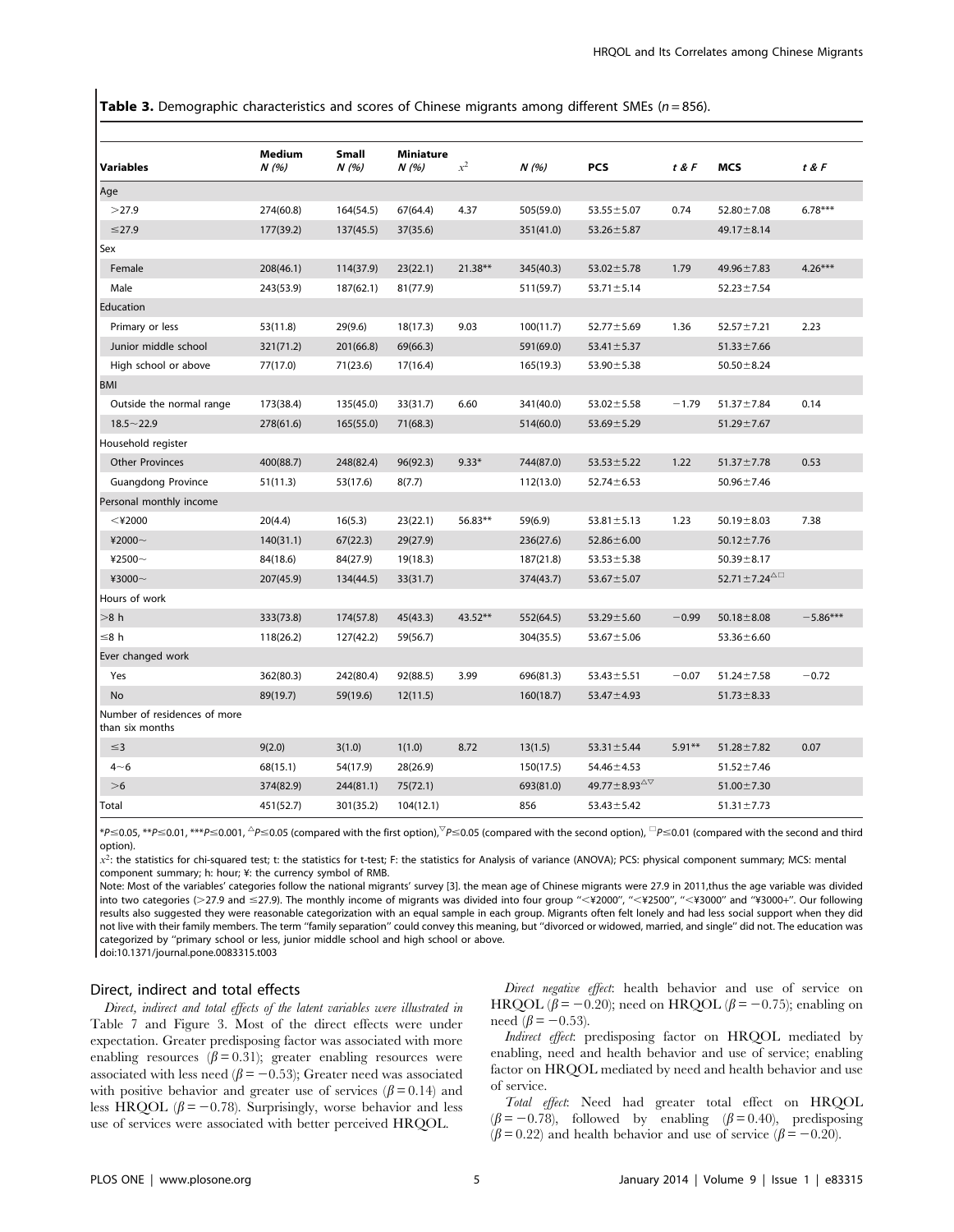**Table 3.** Demographic characteristics and scores of Chinese migrants among different SMEs ($n = 856$).

| Variables | Medium N (%) | Small N (%) | Miniature N (%) | $x^2$ | N (%) | PCS | t & F | MCS | t & F |
|---|---|---|---|---|---|---|---|---|---|
| **Age** | | | | | | | | | |
| >27.9 | 274(60.8) | 164(54.5) | 67(64.4) | 4.37 | 505(59.0) | 53.55±5.07 | 0.74 | 52.80±7.08 | 6.78*** |
| ≤27.9 | 177(39.2) | 137(45.5) | 37(35.6) | | 351(41.0) | 53.26±5.87 | | 49.17±8.14 | |
| **Sex** | | | | | | | | | |
| Female | 208(46.1) | 114(37.9) | 23(22.1) | 21.38** | 345(40.3) | 53.02±5.78 | 1.79 | 49.96±7.83 | 4.26*** |
| Male | 243(53.9) | 187(62.1) | 81(77.9) | | 511(59.7) | 53.71±5.14 | | 52.23±7.54 | |
| **Education** | | | | | | | | | |
| Primary or less | 53(11.8) | 29(9.6) | 18(17.3) | 9.03 | 100(11.7) | 52.77±5.69 | 1.36 | 52.57±7.21 | 2.23 |
| Junior middle school | 321(71.2) | 201(66.8) | 69(66.3) | | 591(69.0) | 53.41±5.37 | | 51.33±7.66 | |
| High school or above | 77(17.0) | 71(23.6) | 17(16.4) | | 165(19.3) | 53.90±5.38 | | 50.50±8.24 | |
| **BMI** | | | | | | | | | |
| Outside the normal range | 173(38.4) | 135(45.0) | 33(31.7) | 6.60 | 341(40.0) | 53.02±5.58 | −1.79 | 51.37±7.84 | 0.14 |
| 18.5~22.9 | 278(61.6) | 165(55.0) | 71(68.3) | | 514(60.0) | 53.69±5.29 | | 51.29±7.67 | |
| **Household register** | | | | | | | | | |
| Other Provinces | 400(88.7) | 248(82.4) | 96(92.3) | 9.33* | 744(87.0) | 53.53±5.22 | 1.22 | 51.37±7.78 | 0.53 |
| Guangdong Province | 51(11.3) | 53(17.6) | 8(7.7) | | 112(13.0) | 52.74±6.53 | | 50.96±7.46 | |
| **Personal monthly income** | | | | | | | | | |
| <¥2000 | 20(4.4) | 16(5.3) | 23(22.1) | 56.83** | 59(6.9) | 53.81±5.13 | 1.23 | 50.19±8.03 | 7.38 |
| ¥2000~ | 140(31.1) | 67(22.3) | 29(27.9) | | 236(27.6) | 52.86±6.00 | | 50.12±7.76 | |
| ¥2500~ | 84(18.6) | 84(27.9) | 19(18.3) | | 187(21.8) | 53.53±5.38 | | 50.39±8.17 | |
| ¥3000~ | 207(45.9) | 134(44.5) | 33(31.7) | | 374(43.7) | 53.67±5.07 | | 52.71±7.24△□ | |
| **Hours of work** | | | | | | | | | |
| >8 h | 333(73.8) | 174(57.8) | 45(43.3) | 43.52** | 552(64.5) | 53.29±5.60 | −0.99 | 50.18±8.08 | −5.86*** |
| ≤8 h | 118(26.2) | 127(42.2) | 59(56.7) | | 304(35.5) | 53.67±5.06 | | 53.36±6.60 | |
| **Ever changed work** | | | | | | | | | |
| Yes | 362(80.3) | 242(80.4) | 92(88.5) | 3.99 | 696(81.3) | 53.43±5.51 | −0.07 | 51.24±7.58 | −0.72 |
| No | 89(19.7) | 59(19.6) | 12(11.5) | | 160(18.7) | 53.47±4.93 | | 51.73±8.33 | |
| **Number of residences of more than six months** | | | | | | | | | |
| ≤3 | 9(2.0) | 3(1.0) | 1(1.0) | 8.72 | 13(1.5) | 53.31±5.44 | 5.91** | 51.28±7.82 | 0.07 |
| 4~6 | 68(15.1) | 54(17.9) | 28(26.9) | | 150(17.5) | 54.46±4.53 | | 51.52±7.46 | |
| >6 | 374(82.9) | 244(81.1) | 75(72.1) | | 693(81.0) | 49.77±8.93△▽ | | 51.00±7.30 | |
| Total | 451(52.7) | 301(35.2) | 104(12.1) | | 856 | 53.43±5.42 | | 51.31±7.73 | |

*P≤0.05, **P≤0.01, ***P≤0.001, △P≤0.05 (compared with the first option), ▽P≤0.05 (compared with the second option), □P≤0.01 (compared with the second and third option).

$x^2$: the statistics for chi-squared test; t: the statistics for t-test; F: the statistics for Analysis of variance (ANOVA); PCS: physical component summary; MCS: mental component summary; h: hour; ¥: the currency symbol of RMB.

Note: Most of the variables' categories follow the national migrants' survey [3]. the mean age of Chinese migrants were 27.9 in 2011,thus the age variable was divided into two categories (>27.9 and ≤27.9). The monthly income of migrants was divided into four group "<¥2000", "<¥2500", "<¥3000" and "¥3000+". Our following results also suggested they were reasonable categorization with an equal sample in each group. Migrants often felt lonely and had less social support when they did not live with their family members. The term "family separation" could convey this meaning, but "divorced or widowed, married, and single" did not. The education was categorized by "primary school or less, junior middle school and high school or above.

doi:10.1371/journal.pone.0083315.t003

## Direct, indirect and total effects

*Direct, indirect and total effects of the latent variables were illustrated in* Table 7 and Figure 3. Most of the direct effects were under expectation. Greater predisposing factor was associated with more enabling resources ($\beta = 0.31$); greater enabling resources were associated with less need ($\beta = -0.53$); Greater need was associated with positive behavior and greater use of services ($\beta = 0.14$) and less HRQOL ($\beta = -0.78$). Surprisingly, worse behavior and less use of services were associated with better perceived HRQOL.

*Direct negative effect*: health behavior and use of service on HRQOL ($\beta = -0.20$); need on HRQOL ($\beta = -0.75$); enabling on need ($\beta = -0.53$).

*Indirect effect*: predisposing factor on HRQOL mediated by enabling, need and health behavior and use of service; enabling factor on HRQOL mediated by need and health behavior and use of service.

*Total effect*: Need had greater total effect on HRQOL ($\beta = -0.78$), followed by enabling ($\beta = 0.40$), predisposing ($\beta = 0.22$) and health behavior and use of service ($\beta = -0.20$).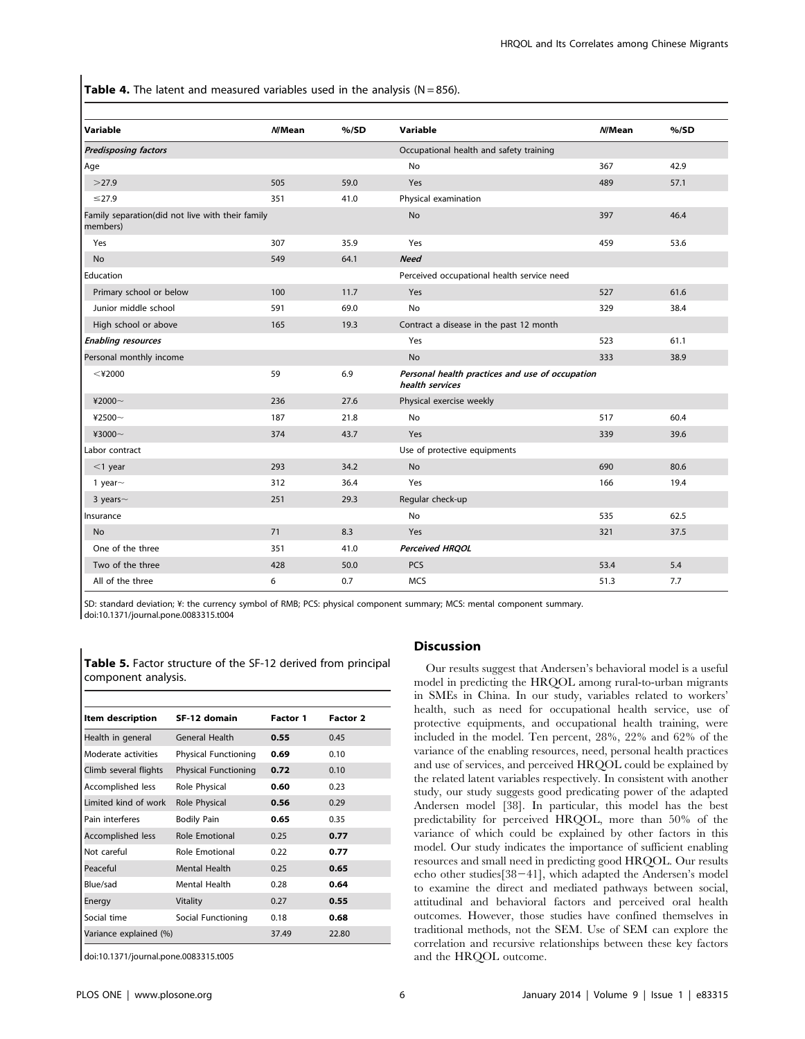**Table 4.** The latent and measured variables used in the analysis (N = 856).

| Variable | N/Mean | %/SD | Variable | N/Mean | %/SD |
|---|---|---|---|---|---|
| ***Predisposing factors*** | | | Occupational health and safety training | | |
| Age | | | No | 367 | 42.9 |
| >27.9 | 505 | 59.0 | Yes | 489 | 57.1 |
| ≤27.9 | 351 | 41.0 | Physical examination | | |
| Family separation(did not live with their family members) | | | No | 397 | 46.4 |
| Yes | 307 | 35.9 | Yes | 459 | 53.6 |
| No | 549 | 64.1 | ***Need*** | | |
| Education | | | Perceived occupational health service need | | |
| Primary school or below | 100 | 11.7 | Yes | 527 | 61.6 |
| Junior middle school | 591 | 69.0 | No | 329 | 38.4 |
| High school or above | 165 | 19.3 | Contract a disease in the past 12 month | | |
| ***Enabling resources*** | | | Yes | 523 | 61.1 |
| Personal monthly income | | | No | 333 | 38.9 |
| <¥2000 | 59 | 6.9 | ***Personal health practices and use of occupation health services*** | | |
| ¥2000~ | 236 | 27.6 | Physical exercise weekly | | |
| ¥2500~ | 187 | 21.8 | No | 517 | 60.4 |
| ¥3000~ | 374 | 43.7 | Yes | 339 | 39.6 |
| Labor contract | | | Use of protective equipments | | |
| <1 year | 293 | 34.2 | No | 690 | 80.6 |
| 1 year~ | 312 | 36.4 | Yes | 166 | 19.4 |
| 3 years~ | 251 | 29.3 | Regular check-up | | |
| Insurance | | | No | 535 | 62.5 |
| No | 71 | 8.3 | Yes | 321 | 37.5 |
| One of the three | 351 | 41.0 | ***Perceived HRQOL*** | | |
| Two of the three | 428 | 50.0 | PCS | 53.4 | 5.4 |
| All of the three | 6 | 0.7 | MCS | 51.3 | 7.7 |

SD: standard deviation; ¥: the currency symbol of RMB; PCS: physical component summary; MCS: mental component summary.
doi:10.1371/journal.pone.0083315.t004

**Table 5.** Factor structure of the SF-12 derived from principal component analysis.

| Item description | SF-12 domain | Factor 1 | Factor 2 |
|---|---|---|---|
| Health in general | General Health | **0.55** | 0.45 |
| Moderate activities | Physical Functioning | **0.69** | 0.10 |
| Climb several flights | Physical Functioning | **0.72** | 0.10 |
| Accomplished less | Role Physical | **0.60** | 0.23 |
| Limited kind of work | Role Physical | **0.56** | 0.29 |
| Pain interferes | Bodily Pain | **0.65** | 0.35 |
| Accomplished less | Role Emotional | 0.25 | **0.77** |
| Not careful | Role Emotional | 0.22 | **0.77** |
| Peaceful | Mental Health | 0.25 | **0.65** |
| Blue/sad | Mental Health | 0.28 | **0.64** |
| Energy | Vitality | 0.27 | **0.55** |
| Social time | Social Functioning | 0.18 | **0.68** |
| Variance explained (%) | | 37.49 | 22.80 |

doi:10.1371/journal.pone.0083315.t005

## Discussion

Our results suggest that Andersen's behavioral model is a useful model in predicting the HRQOL among rural-to-urban migrants in SMEs in China. In our study, variables related to workers' health, such as need for occupational health service, use of protective equipments, and occupational health training, were included in the model. Ten percent, 28%, 22% and 62% of the variance of the enabling resources, need, personal health practices and use of services, and perceived HRQOL could be explained by the related latent variables respectively. In consistent with another study, our study suggests good predicating power of the adapted Andersen model [38]. In particular, this model has the best predictability for perceived HRQOL, more than 50% of the variance of which could be explained by other factors in this model. Our study indicates the importance of sufficient enabling resources and small need in predicting good HRQOL. Our results echo other studies[38–41], which adapted the Andersen's model to examine the direct and mediated pathways between social, attitudinal and behavioral factors and perceived oral health outcomes. However, those studies have confined themselves in traditional methods, not the SEM. Use of SEM can explore the correlation and recursive relationships between these key factors and the HRQOL outcome.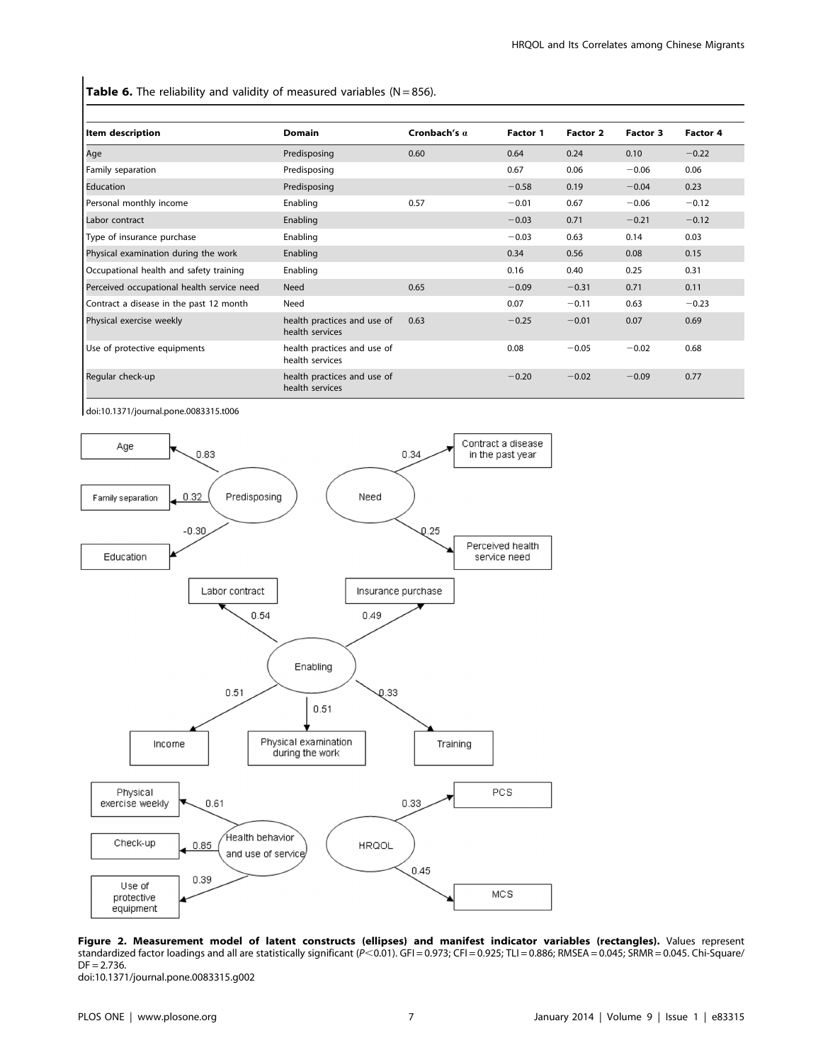**Table 6.** The reliability and validity of measured variables (N = 856).

| Item description | Domain | Cronbach's α | Factor 1 | Factor 2 | Factor 3 | Factor 4 |
|---|---|---|---|---|---|---|
| Age | Predisposing | 0.60 | 0.64 | 0.24 | 0.10 | −0.22 |
| Family separation | Predisposing | | 0.67 | 0.06 | −0.06 | 0.06 |
| Education | Predisposing | | −0.58 | 0.19 | −0.04 | 0.23 |
| Personal monthly income | Enabling | 0.57 | −0.01 | 0.67 | −0.06 | −0.12 |
| Labor contract | Enabling | | −0.03 | 0.71 | −0.21 | −0.12 |
| Type of insurance purchase | Enabling | | −0.03 | 0.63 | 0.14 | 0.03 |
| Physical examination during the work | Enabling | | 0.34 | 0.56 | 0.08 | 0.15 |
| Occupational health and safety training | Enabling | | 0.16 | 0.40 | 0.25 | 0.31 |
| Perceived occupational health service need | Need | 0.65 | −0.09 | −0.31 | 0.71 | 0.11 |
| Contract a disease in the past 12 month | Need | | 0.07 | −0.11 | 0.63 | −0.23 |
| Physical exercise weekly | health practices and use of health services | 0.63 | −0.25 | −0.01 | 0.07 | 0.69 |
| Use of protective equipments | health practices and use of health services | | 0.08 | −0.05 | −0.02 | 0.68 |
| Regular check-up | health practices and use of health services | | −0.20 | −0.02 | −0.09 | 0.77 |

doi:10.1371/journal.pone.0083315.t006

**Figure 2. Measurement model of latent constructs (ellipses) and manifest indicator variables (rectangles).** Values represent standardized factor loadings and all are statistically significant ($P<0.01$). GFI = 0.973; CFI = 0.925; TLI = 0.886; RMSEA = 0.045; SRMR = 0.045. Chi-Square/DF = 2.736.
doi:10.1371/journal.pone.0083315.g002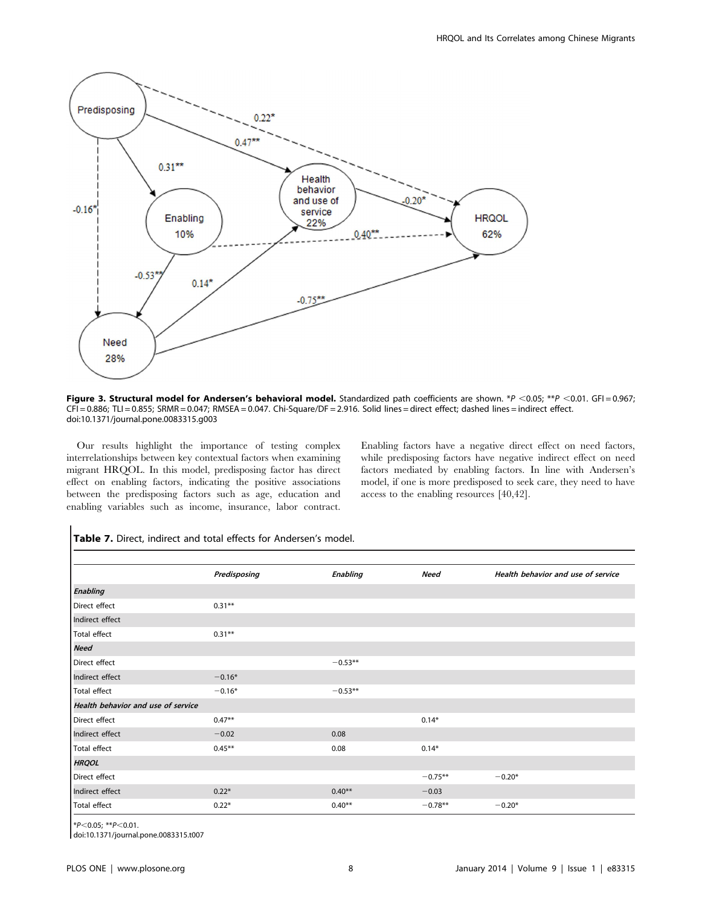**Figure 3. Structural model for Andersen's behavioral model.** Standardized path coefficients are shown. *P <0.05; **P <0.01. GFI = 0.967; CFI = 0.886; TLI = 0.855; SRMR = 0.047; RMSEA = 0.047. Chi-Square/DF = 2.916. Solid lines = direct effect; dashed lines = indirect effect.
doi:10.1371/journal.pone.0083315.g003

Our results highlight the importance of testing complex interrelationships between key contextual factors when examining migrant HRQOL. In this model, predisposing factor has direct effect on enabling factors, indicating the positive associations between the predisposing factors such as age, education and enabling variables such as income, insurance, labor contract. Enabling factors have a negative direct effect on need factors, while predisposing factors have negative indirect effect on need factors mediated by enabling factors. In line with Andersen's model, if one is more predisposed to seek care, they need to have access to the enabling resources [40,42].

**Table 7.** Direct, indirect and total effects for Andersen's model.

| | *Predisposing* | *Enabling* | *Need* | *Health behavior and use of service* |
|---|---|---|---|---|
| ***Enabling*** | | | | |
| Direct effect | 0.31** | | | |
| Indirect effect | | | | |
| Total effect | 0.31** | | | |
| ***Need*** | | | | |
| Direct effect | | −0.53** | | |
| Indirect effect | −0.16* | | | |
| Total effect | −0.16* | −0.53** | | |
| ***Health behavior and use of service*** | | | | |
| Direct effect | 0.47** | | 0.14* | |
| Indirect effect | −0.02 | 0.08 | | |
| Total effect | 0.45** | 0.08 | 0.14* | |
| ***HRQOL*** | | | | |
| Direct effect | | | −0.75** | −0.20* |
| Indirect effect | 0.22* | 0.40** | −0.03 | |
| Total effect | 0.22* | 0.40** | −0.78** | −0.20* |

*P<0.05; **P<0.01.
doi:10.1371/journal.pone.0083315.t007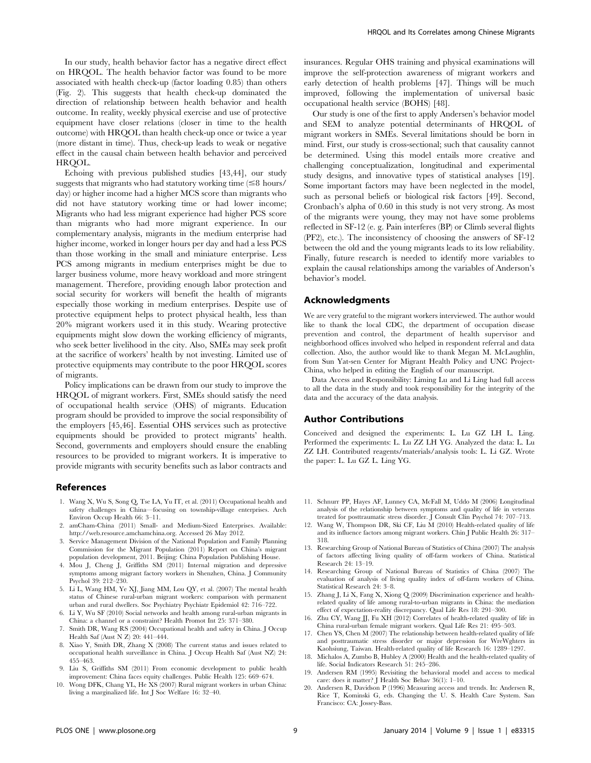In our study, health behavior factor has a negative direct effect on HRQOL. The health behavior factor was found to be more associated with health check-up (factor loading 0.85) than others (Fig. 2). This suggests that health check-up dominated the direction of relationship between health behavior and health outcome. In reality, weekly physical exercise and use of protective equipment have closer relations (closer in time to the health outcome) with HRQOL than health check-up once or twice a year (more distant in time). Thus, check-up leads to weak or negative effect in the causal chain between health behavior and perceived HRQOL.

Echoing with previous published studies [43,44], our study suggests that migrants who had statutory working time (≤8 hours/day) or higher income had a higher MCS score than migrants who did not have statutory working time or had lower income; Migrants who had less migrant experience had higher PCS score than migrants who had more migrant experience. In our complementary analysis, migrants in the medium enterprise had higher income, worked in longer hours per day and had a less PCS than those working in the small and miniature enterprise. Less PCS among migrants in medium enterprises might be due to larger business volume, more heavy workload and more stringent management. Therefore, providing enough labor protection and social security for workers will benefit the health of migrants especially those working in medium enterprises. Despite use of protective equipment helps to protect physical health, less than 20% migrant workers used it in this study. Wearing protective equipments might slow down the working efficiency of migrants, who seek better livelihood in the city. Also, SMEs may seek profit at the sacrifice of workers' health by not investing. Limited use of protective equipments may contribute to the poor HRQOL scores of migrants.

Policy implications can be drawn from our study to improve the HRQOL of migrant workers. First, SMEs should satisfy the need of occupational health service (OHS) of migrants. Education program should be provided to improve the social responsibility of the employers [45,46]. Essential OHS services such as protective equipments should be provided to protect migrants' health. Second, governments and employers should ensure the enabling resources to be provided to migrant workers. It is imperative to provide migrants with security benefits such as labor contracts and insurances. Regular OHS training and physical examinations will improve the self-protection awareness of migrant workers and early detection of health problems [47]. Things will be much improved, following the implementation of universal basic occupational health service (BOHS) [48].

Our study is one of the first to apply Andersen's behavior model and SEM to analyze potential determinants of HRQOL of migrant workers in SMEs. Several limitations should be born in mind. First, our study is cross-sectional; such that causality cannot be determined. Using this model entails more creative and challenging conceptualization, longitudinal and experimental study designs, and innovative types of statistical analyses [19]. Some important factors may have been neglected in the model, such as personal beliefs or biological risk factors [49]. Second, Cronbach's alpha of 0.60 in this study is not very strong. As most of the migrants were young, they may not have some problems reflected in SF-12 (e. g. Pain interferes (BP) or Climb several flights (PF2), etc.). The inconsistency of choosing the answers of SF-12 between the old and the young migrants leads to its low reliability. Finally, future research is needed to identify more variables to explain the causal relationships among the variables of Anderson's behavior's model.

## Acknowledgments

We are very grateful to the migrant workers interviewed. The author would like to thank the local CDC, the department of occupation disease prevention and control, the department of health supervisor and neighborhood offices involved who helped in respondent referral and data collection. Also, the author would like to thank Megan M. McLaughlin, from Sun Yat-sen Center for Migrant Health Policy and UNC Project-China, who helped in editing the English of our manuscript.

Data Access and Responsibility: Liming Lu and Li Ling had full access to all the data in the study and took responsibility for the integrity of the data and the accuracy of the data analysis.

## Author Contributions

Conceived and designed the experiments: L. Lu GZ LH L. Ling. Performed the experiments: L. Lu ZZ LH YG. Analyzed the data: L. Lu ZZ LH. Contributed reagents/materials/analysis tools: L. Li GZ. Wrote the paper: L. Lu GZ L. Ling YG.

## References

1. Wang X, Wu S, Song Q, Tse LA, Yu IT, et al. (2011) Occupational health and safety challenges in China—focusing on township-village enterprises. Arch Environ Occup Health 66: 3–11.
2. amCham-China (2011) Small- and Medium-Sized Enterprises. Available: http://web.resource.amchamchina.org. Accessed 26 May 2012.
3. Service Management Division of the National Population and Family Planning Commission for the Migrant Population (2011) Report on China's migrant population development, 2011. Beijing: China Population Publishing House.
4. Mou J, Cheng J, Griffiths SM (2011) Internal migration and depressive symptoms among migrant factory workers in Shenzhen, China. J Community Psychol 39: 212–230.
5. Li L, Wang HM, Ye XJ, Jiang MM, Lou QY, et al. (2007) The mental health status of Chinese rural-urban migrant workers: comparison with permanent urban and rural dwellers. Soc Psychiatry Psychiatr Epidemiol 42: 716–722.
6. Li Y, Wu SF (2010) Social networks and health among rural-urban migrants in China: a channel or a constraint? Health Promot Int 25: 371–380.
7. Smith DR, Wang RS (2004) Occupational health and safety in China. J Occup Health Saf (Aust N Z) 20: 441–444.
8. Xiao Y, Smith DR, Zhang X (2008) The current status and issues related to occupational health surveillance in China. J Occup Health Saf (Aust NZ) 24: 455–463.
9. Liu S, Griffiths SM (2011) From economic development to public health improvement: China faces equity challenges. Public Health 125: 669–674.
10. Wong DFK, Chang YL, He XS (2007) Rural migrant workers in urban China: living a marginalized life. Int J Soc Welfare 16: 32–40.
11. Schnurr PP, Hayes AF, Lunney CA, McFall M, Uddo M (2006) Longitudinal analysis of the relationship between symptoms and quality of life in veterans treated for posttraumatic stress disorder. J Consult Clin Psychol 74: 707–713.
12. Wang W, Thompson DR, Ski CF, Liu M (2010) Health-related quality of life and its influence factors among migrant workers. Chin J Public Health 26: 317–318.
13. Researching Group of National Bureau of Statistics of China (2007) The analysis of factors affecting living quality of off-farm workers of China. Statistical Research 24: 13–19.
14. Researching Group of National Bureau of Statistics of China (2007) The evaluation of analysis of living quality index of off-farm workers of China. Statistical Research 24: 3–8.
15. Zhang J, Li X, Fang X, Xiong Q (2009) Discrimination experience and health-related quality of life among rural-to-urban migrants in China: the mediation effect of expectation-reality discrepancy. Qual Life Res 18: 291–300.
16. Zhu CY, Wang JJ, Fu XH (2012) Correlates of health-related quality of life in China rural-urban female migrant workers. Qual Life Res 21: 495–503.
17. Chen YS, Chen M (2007) The relationship between health-related quality of life and posttraumatic stress disorder or major depression for WreWghters in Kaohsiung, Taiwan. Health-related quality of life Research 16: 1289–1297.
18. Michalos A, Zumbo B, Hubley A (2000) Health and the health-related quality of life. Social Indicators Research 51: 245–286.
19. Andersen RM (1995) Revisiting the behavioral model and access to medical care: does it matter? J Health Soc Behav 36(1): 1–10.
20. Andersen R, Davidson P (1996) Measuring access and trends. In: Andersen R, Rice T, Kominski G, eds. Changing the U. S. Health Care System. San Francisco: CA: Jossey-Bass.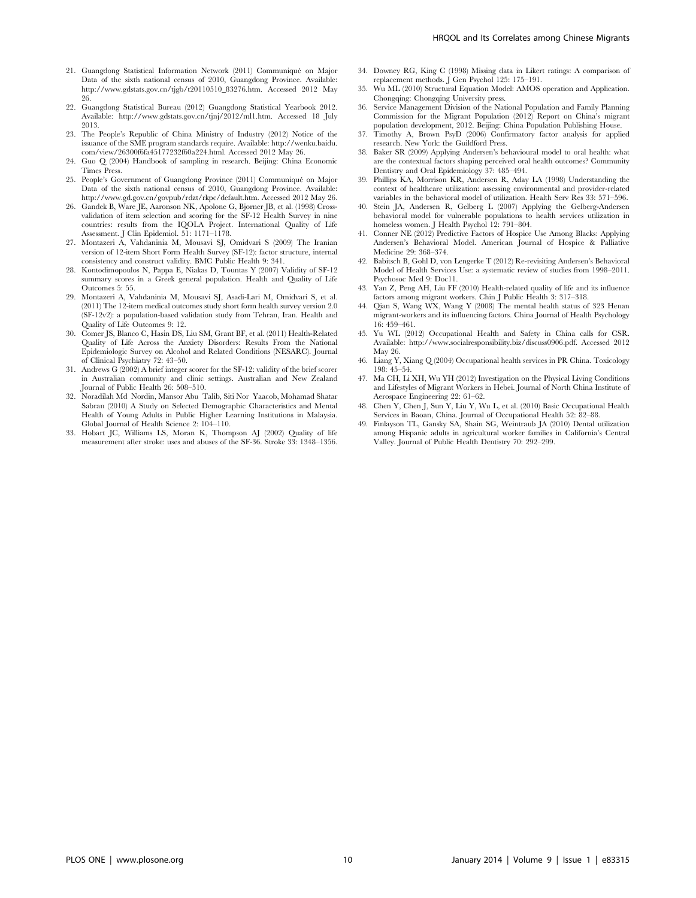21. Guangdong Statistical Information Network (2011) Communiqué on Major Data of the sixth national census of 2010, Guangdong Province. Available: http://www.gdstats.gov.cn/tjgb/t20110510_83276.htm. Accessed 2012 May 26.
22. Guangdong Statistical Bureau (2012) Guangdong Statistical Yearbook 2012. Available: http://www.gdstats.gov.cn/tjnj/2012/ml1.htm. Accessed 18 July 2013.
23. The People's Republic of China Ministry of Industry (2012) Notice of the issuance of the SME program standards require. Available: http://wenku.baidu.com/view/26300f6fa45177232f60a224.html. Accessed 2012 May 26.
24. Guo Q (2004) Handbook of sampling in research. Beijing: China Economic Times Press.
25. People's Government of Guangdong Province (2011) Communiqué on Major Data of the sixth national census of 2010, Guangdong Province. Available: http://www.gd.gov.cn/govpub/rdzt/rkpc/default.htm. Accessed 2012 May 26.
26. Gandek B, Ware JE, Aaronson NK, Apolone G, Bjorner JB, et al. (1998) Cross-validation of item selection and scoring for the SF-12 Health Survey in nine countries: results from the IQOLA Project. International Quality of Life Assessment. J Clin Epidemiol. 51: 1171–1178.
27. Montazeri A, Vahdaninia M, Mousavi SJ, Omidvari S (2009) The Iranian version of 12-item Short Form Health Survey (SF-12): factor structure, internal consistency and construct validity. BMC Public Health 9: 341.
28. Kontodimopoulos N, Pappa E, Niakas D, Tountas Y (2007) Validity of SF-12 summary scores in a Greek general population. Health and Quality of Life Outcomes 5: 55.
29. Montazeri A, Vahdaninia M, Mousavi SJ, Asadi-Lari M, Omidvari S, et al. (2011) The 12-item medical outcomes study short form health survey version 2.0 (SF-12v2): a population-based validation study from Tehran, Iran. Health and Quality of Life Outcomes 9: 12.
30. Comer JS, Blanco C, Hasin DS, Liu SM, Grant BF, et al. (2011) Health-Related Quality of Life Across the Anxiety Disorders: Results From the National Epidemiologic Survey on Alcohol and Related Conditions (NESARC). Journal of Clinical Psychiatry 72: 43–50.
31. Andrews G (2002) A brief integer scorer for the SF-12: validity of the brief scorer in Australian community and clinic settings. Australian and New Zealand Journal of Public Health 26: 508–510.
32. Noradilah Md Nordin, Mansor Abu Talib, Siti Nor Yaacob, Mohamad Shatar Sabran (2010) A Study on Selected Demographic Characteristics and Mental Health of Young Adults in Public Higher Learning Institutions in Malaysia. Global Journal of Health Science 2: 104–110.
33. Hobart JC, Williams LS, Moran K, Thompson AJ (2002) Quality of life measurement after stroke: uses and abuses of the SF-36. Stroke 33: 1348–1356.
34. Downey RG, King C (1998) Missing data in Likert ratings: A comparison of replacement methods. J Gen Psychol 125: 175–191.
35. Wu ML (2010) Structural Equation Model: AMOS operation and Application. Chongqing: Chongqing University press.
36. Service Management Division of the National Population and Family Planning Commission for the Migrant Population (2012) Report on China's migrant population development, 2012. Beijing: China Population Publishing House.
37. Timothy A, Brown PsyD (2006) Confirmatory factor analysis for applied research. New York: the Guildford Press.
38. Baker SR (2009) Applying Andersen's behavioural model to oral health: what are the contextual factors shaping perceived oral health outcomes? Community Dentistry and Oral Epidemiology 37: 485–494.
39. Phillips KA, Morrison KR, Andersen R, Aday LA (1998) Understanding the context of healthcare utilization: assessing environmental and provider-related variables in the behavioral model of utilization. Health Serv Res 33: 571–596.
40. Stein JA, Andersen R, Gelberg L (2007) Applying the Gelberg-Andersen behavioral model for vulnerable populations to health services utilization in homeless women. J Health Psychol 12: 791–804.
41. Conner NE (2012) Predictive Factors of Hospice Use Among Blacks: Applying Andersen's Behavioral Model. American Journal of Hospice & Palliative Medicine 29: 368–374.
42. Babitsch B, Gohl D, von Lengerke T (2012) Re-revisiting Andersen's Behavioral Model of Health Services Use: a systematic review of studies from 1998–2011. Psychosoc Med 9: Doc11.
43. Yan Z, Peng AH, Liu FF (2010) Health-related quality of life and its influence factors among migrant workers. Chin J Public Health 3: 317–318.
44. Qian S, Wang WX, Wang Y (2008) The mental health status of 323 Henan migrant-workers and its influencing factors. China Journal of Health Psychology 16: 459–461.
45. Yu WL (2012) Occupational Health and Safety in China calls for CSR. Available: http://www.socialresponsibility.biz/discuss0906.pdf. Accessed 2012 May 26.
46. Liang Y, Xiang Q (2004) Occupational health services in PR China. Toxicology 198: 45–54.
47. Ma CH, Li XH, Wu YH (2012) Investigation on the Physical Living Conditions and Lifestyles of Migrant Workers in Hebei. Journal of North China Institute of Aerospace Engineering 22: 61–62.
48. Chen Y, Chen J, Sun Y, Liu Y, Wu L, et al. (2010) Basic Occupational Health Services in Baoan, China. Journal of Occupational Health 52: 82–88.
49. Finlayson TL, Gansky SA, Shain SG, Weintraub JA (2010) Dental utilization among Hispanic adults in agricultural worker families in California's Central Valley. Journal of Public Health Dentistry 70: 292–299.